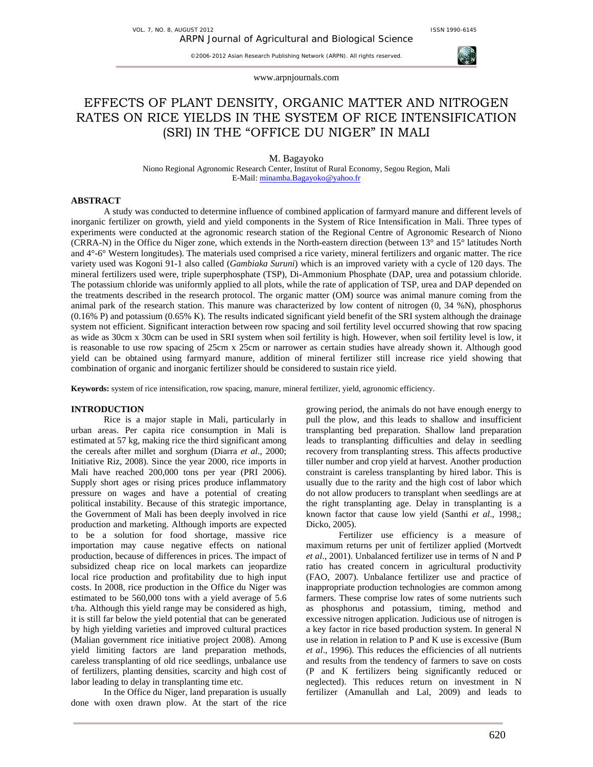# EFFECTS OF PLANT DENSITY, ORGANIC MATTER AND NITROGEN RATES ON RICE YIELDS IN THE SYSTEM OF RICE INTENSIFICATION (SRI) IN THE "OFFICE DU NIGER" IN MALI

M. Bagayoko

Niono Regional Agronomic Research Center, Institut of Rural Economy, Segou Region, Mali

E-Mail: minamba.Bagayoko@yahoo.fr

## ABSTRACT

A study was conducted to determine influence of combined application of farmyard manure and different levels of inorganic fertilizer on growth, yield and yield components in the System of Rice Intensification in Mali. Three types of experiments were conducted at the agronomic research station of the Regional Centre of Agronomic Research of Niono (CRRA-N) in the Office du Niger zone, which extends in the North-eastern direction (between 13° and 15° latitudes North and 4°-6° Western longitudes). The materials used comprised a rice variety, mineral fertilizers and organic matter. The rice variety used was Kogoni 91-1 also called (*Gambiaka Suruni*) which is an improved variety with a cycle of 120 days. The mineral fertilizers used were, triple superphosphate (TSP), Di-Ammonium Phosphate (DAP, urea and potassium chloride. The potassium chloride was uniformly applied to all plots, while the rate of application of TSP, urea and DAP depended on the treatments described in the research protocol. The organic matter (OM) source was animal manure coming from the animal park of the research station. This manure was characterized by low content of nitrogen (0, 34 %N), phosphorus (0.16% P) and potassium (0.65% K). The results indicated significant yield benefit of the SRI system although the drainage system not efficient. Significant interaction between row spacing and soil fertility level occurred showing that row spacing as wide as 30cm x 30cm can be used in SRI system when soil fertility is high. However, when soil fertility level is low, it is reasonable to use row spacing of 25cm x 25cm or narrower as certain studies have already shown it. Although good yield can be obtained using farmyard manure, addition of mineral fertilizer still increase rice yield showing that combination of organic and inorganic fertilizer should be considered to sustain rice yield.

**Keywords:** system of rice intensification, row spacing, manure, mineral fertilizer, yield, agronomic efficiency.

## INTRODUCTION

Rice is a major staple in Mali, particularly in urban areas. Per capita rice consumption in Mali is estimated at 57 kg, making rice the third significant among the cereals after millet and sorghum (Diarra *et al*., 2000; Initiative Riz, 2008). Since the year 2000, rice imports in Mali have reached 200,000 tons per year (PRI 2006). Supply short ages or rising prices produce inflammatory pressure on wages and have a potential of creating political instability. Because of this strategic importance, the Government of Mali has been deeply involved in rice production and marketing. Although imports are expected to be a solution for food shortage, massive rice importation may cause negative effects on national production, because of differences in prices. The impact of subsidized cheap rice on local markets can jeopardize local rice production and profitability due to high input costs. In 2008, rice production in the Office du Niger was estimated to be 560,000 tons with a yield average of 5.6 t/ha. Although this yield range may be considered as high, it is still far below the yield potential that can be generated by high yielding varieties and improved cultural practices (Malian government rice initiative project 2008). Among yield limiting factors are land preparation methods, careless transplanting of old rice seedlings, unbalance use of fertilizers, planting densities, scarcity and high cost of labor leading to delay in transplanting time etc.

In the Office du Niger, land preparation is usually done with oxen drawn plow. At the start of the rice growing period, the animals do not have enough energy to pull the plow, and this leads to shallow and insufficient transplanting bed preparation. Shallow land preparation leads to transplanting difficulties and delay in seedling recovery from transplanting stress. This affects productive tiller number and crop yield at harvest. Another production constraint is careless transplanting by hired labor. This is usually due to the rarity and the high cost of labor which do not allow producers to transplant when seedlings are at the right transplanting age. Delay in transplanting is a known factor that cause low yield (Santhi *et al*., 1998,; Dicko, 2005).

Fertilizer use efficiency is a measure of maximum returns per unit of fertilizer applied (Mortvedt *et al*., 2001). Unbalanced fertilizer use in terms of N and P ratio has created concern in agricultural productivity (FAO, 2007). Unbalance fertilizer use and practice of inappropriate production technologies are common among farmers. These comprise low rates of some nutrients such as phosphorus and potassium, timing, method and excessive nitrogen application. Judicious use of nitrogen is a key factor in rice based production system. In general N use in relation in relation to P and K use is excessive (Bum *et al*., 1996). This reduces the efficiencies of all nutrients and results from the tendency of farmers to save on costs (P and K fertilizers being significantly reduced or neglected). This reduces return on investment in N fertilizer (Amanullah and Lal, 2009) and leads to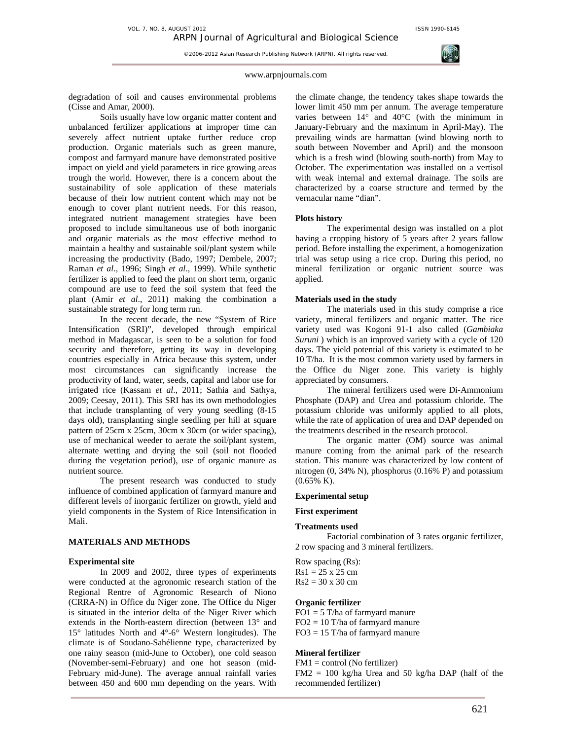degradation of soil and causes environmental problems (Cisse and Amar, 2000).

Soils usually have low organic matter content and unbalanced fertilizer applications at improper time can severely affect nutrient uptake further reduce crop production. Organic materials such as green manure, compost and farmyard manure have demonstrated positive impact on yield and yield parameters in rice growing areas trough the world. However, there is a concern about the sustainability of sole application of these materials because of their low nutrient content which may not be enough to cover plant nutrient needs. For this reason, integrated nutrient management strategies have been proposed to include simultaneous use of both inorganic and organic materials as the most effective method to maintain a healthy and sustainable soil/plant system while increasing the productivity (Bado, 1997; Dembele, 2007; Raman *et al*., 1996; Singh *et al*., 1999). While synthetic fertilizer is applied to feed the plant on short term, organic compound are use to feed the soil system that feed the plant (Amir *et al*., 2011) making the combination a sustainable strategy for long term run.

In the recent decade, the new "System of Rice Intensification (SRI)", developed through empirical method in Madagascar, is seen to be a solution for food security and therefore, getting its way in developing countries especially in Africa because this system, under most circumstances can significantly increase the productivity of land, water, seeds, capital and labor use for irrigated rice (Kassam *et al*., 2011; Sathia and Sathya, 2009; Ceesay, 2011). This SRI has its own methodologies that include transplanting of very young seedling (8-15 days old), transplanting single seedling per hill at square pattern of 25cm x 25cm, 30cm x 30cm (or wider spacing), use of mechanical weeder to aerate the soil/plant system, alternate wetting and drying the soil (soil not flooded during the vegetation period), use of organic manure as nutrient source.

The present research was conducted to study influence of combined application of farmyard manure and different levels of inorganic fertilizer on growth, yield and yield components in the System of Rice Intensification in Mali.

## MATERIALS AND METHODS

### Experimental site

In 2009 and 2002, three types of experiments were conducted at the agronomic research station of the Regional Rentre of Agronomic Research of Niono (CRRA-N) in Office du Niger zone. The Office du Niger is situated in the interior delta of the Niger River which extends in the North-eastern direction (between 13° and 15° latitudes North and 4°-6° Western longitudes). The climate is of Soudano-Sahélienne type, characterized by one rainy season (mid-June to October), one cold season (November-semi-February) and one hot season (mid-February mid-June). The average annual rainfall varies between 450 and 600 mm depending on the years. With the climate change, the tendency takes shape towards the lower limit 450 mm per annum. The average temperature varies between 14° and 40°C (with the minimum in January-February and the maximum in April-May). The prevailing winds are harmattan (wind blowing north to south between November and April) and the monsoon which is a fresh wind (blowing south-north) from May to October. The experimentation was installed on a vertisol with weak internal and external drainage. The soils are characterized by a coarse structure and termed by the vernacular name "dian".

### Plots history

The experimental design was installed on a plot having a cropping history of 5 years after 2 years fallow period. Before installing the experiment, a homogenization trial was setup using a rice crop. During this period, no mineral fertilization or organic nutrient source was applied.

### Materials used in the study

The materials used in this study comprise a rice variety, mineral fertilizers and organic matter. The rice variety used was Kogoni 91-1 also called (*Gambiaka Suruni* ) which is an improved variety with a cycle of 120 days. The yield potential of this variety is estimated to be 10 T/ha. It is the most common variety used by farmers in the Office du Niger zone. This variety is highly appreciated by consumers.

The mineral fertilizers used were Di-Ammonium Phosphate (DAP) and Urea and potassium chloride. The potassium chloride was uniformly applied to all plots, while the rate of application of urea and DAP depended on the treatments described in the research protocol.

The organic matter (OM) source was animal manure coming from the animal park of the research station. This manure was characterized by low content of nitrogen (0, 34% N), phosphorus (0.16% P) and potassium (0.65% K).

### Experimental setup

### First experiment

### Treatments used

Factorial combination of 3 rates organic fertilizer, 2 row spacing and 3 mineral fertilizers.

Row spacing (Rs):
Rs1 = 25 x 25 cm
Rs2 = 30 x 30 cm

### Organic fertilizer

FO1 = 5 T/ha of farmyard manure
FO2 = 10 T/ha of farmyard manure
FO3 = 15 T/ha of farmyard manure

### Mineral fertilizer

FM1 = control (No fertilizer)
FM2 = 100 kg/ha Urea and 50 kg/ha DAP (half of the recommended fertilizer)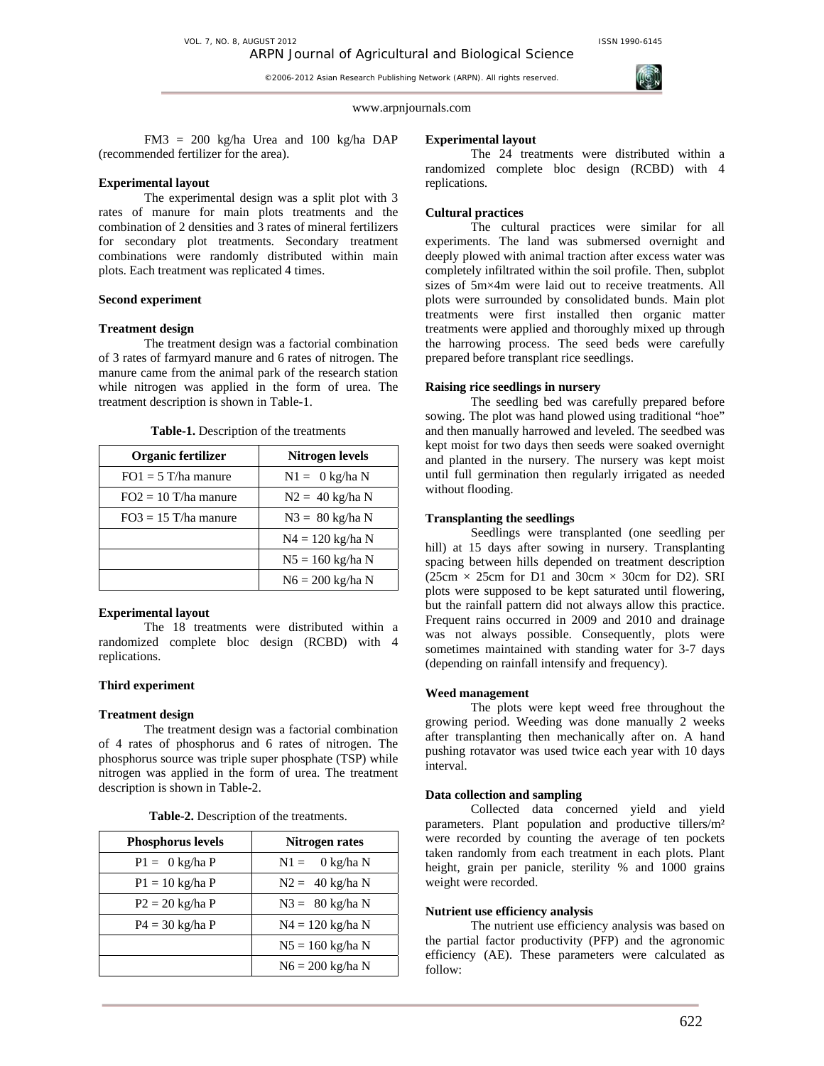FM3 = 200 kg/ha Urea and 100 kg/ha DAP (recommended fertilizer for the area).

**Experimental layout**

The experimental design was a split plot with 3 rates of manure for main plots treatments and the combination of 2 densities and 3 rates of mineral fertilizers for secondary plot treatments. Secondary treatment combinations were randomly distributed within main plots. Each treatment was replicated 4 times.

**Second experiment**

**Treatment design**

The treatment design was a factorial combination of 3 rates of farmyard manure and 6 rates of nitrogen. The manure came from the animal park of the research station while nitrogen was applied in the form of urea. The treatment description is shown in Table-1.

**Table-1.** Description of the treatments

| Organic fertilizer | Nitrogen levels |
| --- | --- |
| FO1 = 5 T/ha manure | N1 = 0 kg/ha N |
| FO2 = 10 T/ha manure | N2 = 40 kg/ha N |
| FO3 = 15 T/ha manure | N3 = 80 kg/ha N |
| | N4 = 120 kg/ha N |
| | N5 = 160 kg/ha N |
| | N6 = 200 kg/ha N |

**Experimental layout**

The 18 treatments were distributed within a randomized complete bloc design (RCBD) with 4 replications.

**Third experiment**

**Treatment design**

The treatment design was a factorial combination of 4 rates of phosphorus and 6 rates of nitrogen. The phosphorus source was triple super phosphate (TSP) while nitrogen was applied in the form of urea. The treatment description is shown in Table-2.

**Table-2.** Description of the treatments.

| Phosphorus levels | Nitrogen rates |
| --- | --- |
| P1 = 0 kg/ha P | N1 = 0 kg/ha N |
| P1 = 10 kg/ha P | N2 = 40 kg/ha N |
| P2 = 20 kg/ha P | N3 = 80 kg/ha N |
| P4 = 30 kg/ha P | N4 = 120 kg/ha N |
| | N5 = 160 kg/ha N |
| | N6 = 200 kg/ha N |

**Experimental layout**

The 24 treatments were distributed within a randomized complete bloc design (RCBD) with 4 replications.

**Cultural practices**

The cultural practices were similar for all experiments. The land was submersed overnight and deeply plowed with animal traction after excess water was completely infiltrated within the soil profile. Then, subplot sizes of 5m×4m were laid out to receive treatments. All plots were surrounded by consolidated bunds. Main plot treatments were first installed then organic matter treatments were applied and thoroughly mixed up through the harrowing process. The seed beds were carefully prepared before transplant rice seedlings.

**Raising rice seedlings in nursery**

The seedling bed was carefully prepared before sowing. The plot was hand plowed using traditional "hoe" and then manually harrowed and leveled. The seedbed was kept moist for two days then seeds were soaked overnight and planted in the nursery. The nursery was kept moist until full germination then regularly irrigated as needed without flooding.

**Transplanting the seedlings**

Seedlings were transplanted (one seedling per hill) at 15 days after sowing in nursery. Transplanting spacing between hills depended on treatment description (25cm × 25cm for D1 and 30cm × 30cm for D2). SRI plots were supposed to be kept saturated until flowering, but the rainfall pattern did not always allow this practice. Frequent rains occurred in 2009 and 2010 and drainage was not always possible. Consequently, plots were sometimes maintained with standing water for 3-7 days (depending on rainfall intensify and frequency).

**Weed management**

The plots were kept weed free throughout the growing period. Weeding was done manually 2 weeks after transplanting then mechanically after on. A hand pushing rotavator was used twice each year with 10 days interval.

**Data collection and sampling**

Collected data concerned yield and yield parameters. Plant population and productive tillers/m² were recorded by counting the average of ten pockets taken randomly from each treatment in each plots. Plant height, grain per panicle, sterility % and 1000 grains weight were recorded.

**Nutrient use efficiency analysis**

The nutrient use efficiency analysis was based on the partial factor productivity (PFP) and the agronomic efficiency (AE). These parameters were calculated as follow: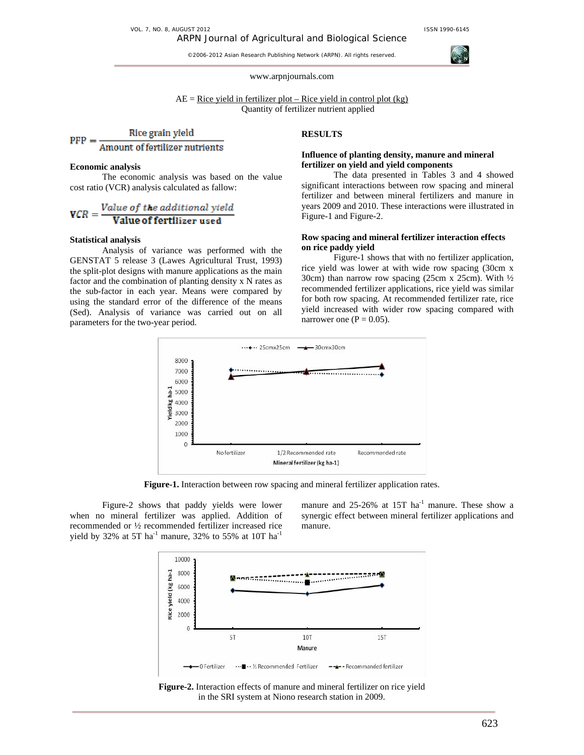$$AE = \frac{\text{Rice yield in fertilizer plot – Rice yield in control plot (kg)}}{\text{Quantity of fertilizer nutrient applied}}$$

$$PFP = \frac{\text{Rice grain yield}}{\text{Amount of fertilizer nutrients}}$$

### Economic analysis

The economic analysis was based on the value cost ratio (VCR) analysis calculated as fallow:

$$VCR = \frac{\text{Value of the additional yield}}{\text{Value of fertilizer used}}$$

### Statistical analysis

Analysis of variance was performed with the GENSTAT 5 release 3 (Lawes Agricultural Trust, 1993) the split-plot designs with manure applications as the main factor and the combination of planting density x N rates as the sub-factor in each year. Means were compared by using the standard error of the difference of the means (Sed). Analysis of variance was carried out on all parameters for the two-year period.

## RESULTS

### Influence of planting density, manure and mineral fertilizer on yield and yield components

The data presented in Tables 3 and 4 showed significant interactions between row spacing and mineral fertilizer and between mineral fertilizers and manure in years 2009 and 2010. These interactions were illustrated in Figure-1 and Figure-2.

### Row spacing and mineral fertilizer interaction effects on rice paddy yield

Figure-1 shows that with no fertilizer application, rice yield was lower at with wide row spacing (30cm x 30cm) than narrow row spacing (25cm x 25cm). With ½ recommended fertilizer applications, rice yield was similar for both row spacing. At recommended fertilizer rate, rice yield increased with wider row spacing compared with narrower one ($P = 0.05$).

**Figure-1.** Interaction between row spacing and mineral fertilizer application rates.

Figure-2 shows that paddy yields were lower when no mineral fertilizer was applied. Addition of recommended or ½ recommended fertilizer increased rice yield by 32% at 5T $ha^{-1}$ manure, 32% to 55% at 10T $ha^{-1}$ manure and 25-26% at 15T $ha^{-1}$ manure. These show a synergic effect between mineral fertilizer applications and manure.

**Figure-2.** Interaction effects of manure and mineral fertilizer on rice yield in the SRI system at Niono research station in 2009.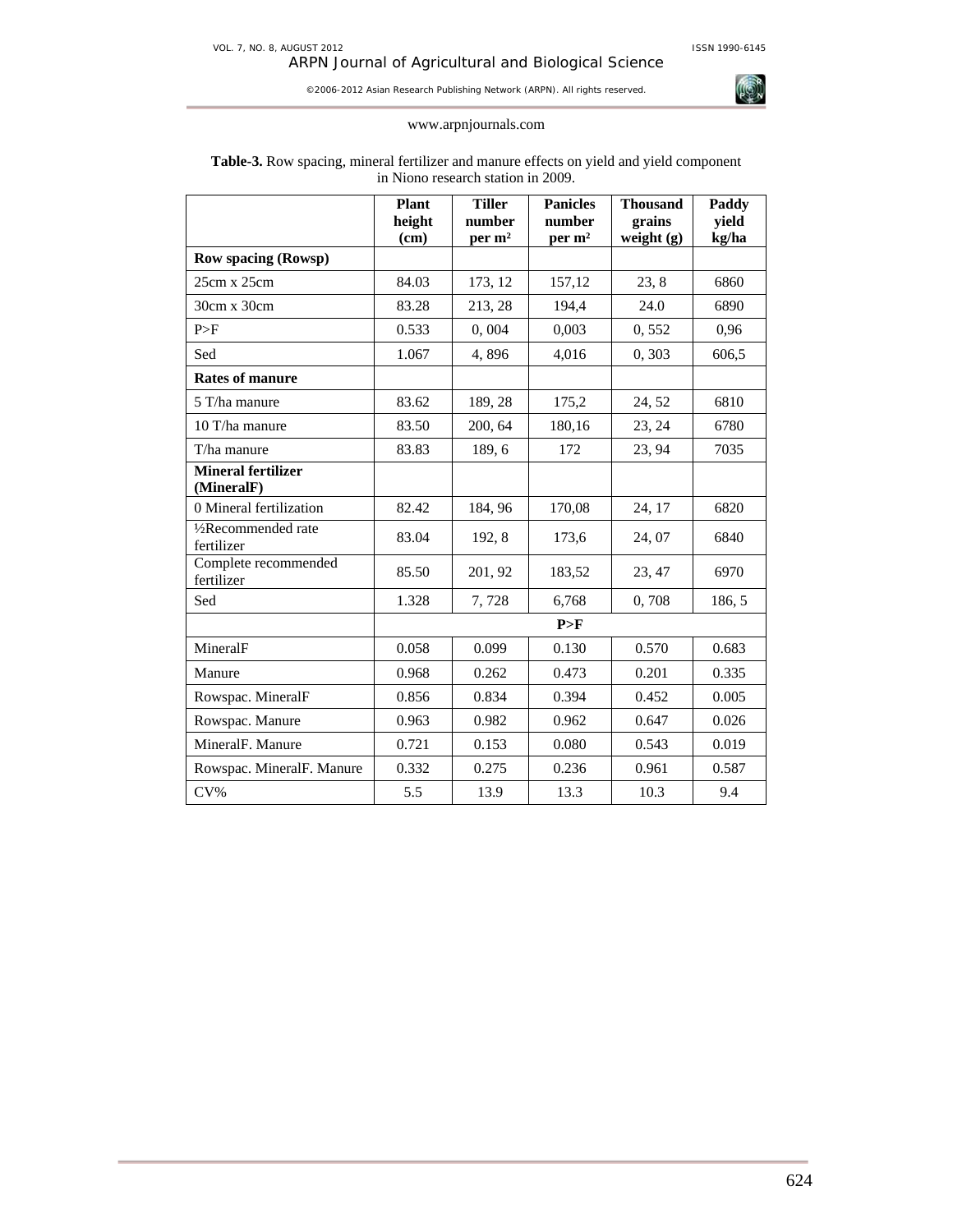www.arpnjournals.com

**Table-3.** Row spacing, mineral fertilizer and manure effects on yield and yield component in Niono research station in 2009.

| | Plant height (cm) | Tiller number per m² | Panicles number per m² | Thousand grains weight (g) | Paddy yield kg/ha |
|---|---|---|---|---|---|
| **Row spacing (Rowsp)** | | | | | |
| 25cm x 25cm | 84.03 | 173, 12 | 157,12 | 23, 8 | 6860 |
| 30cm x 30cm | 83.28 | 213, 28 | 194,4 | 24.0 | 6890 |
| P>F | 0.533 | 0, 004 | 0,003 | 0, 552 | 0,96 |
| Sed | 1.067 | 4, 896 | 4,016 | 0, 303 | 606,5 |
| **Rates of manure** | | | | | |
| 5 T/ha manure | 83.62 | 189, 28 | 175,2 | 24, 52 | 6810 |
| 10 T/ha manure | 83.50 | 200, 64 | 180,16 | 23, 24 | 6780 |
| T/ha manure | 83.83 | 189, 6 | 172 | 23, 94 | 7035 |
| **Mineral fertilizer (MineralF)** | | | | | |
| 0 Mineral fertilization | 82.42 | 184, 96 | 170,08 | 24, 17 | 6820 |
| ½Recommended rate fertilizer | 83.04 | 192, 8 | 173,6 | 24, 07 | 6840 |
| Complete recommended fertilizer | 85.50 | 201, 92 | 183,52 | 23, 47 | 6970 |
| Sed | 1.328 | 7, 728 | 6,768 | 0, 708 | 186, 5 |
| | **P>F** | | | | |
| MineralF | 0.058 | 0.099 | 0.130 | 0.570 | 0.683 |
| Manure | 0.968 | 0.262 | 0.473 | 0.201 | 0.335 |
| Rowspac. MineralF | 0.856 | 0.834 | 0.394 | 0.452 | 0.005 |
| Rowspac. Manure | 0.963 | 0.982 | 0.962 | 0.647 | 0.026 |
| MineralF. Manure | 0.721 | 0.153 | 0.080 | 0.543 | 0.019 |
| Rowspac. MineralF. Manure | 0.332 | 0.275 | 0.236 | 0.961 | 0.587 |
| CV% | 5.5 | 13.9 | 13.3 | 10.3 | 9.4 |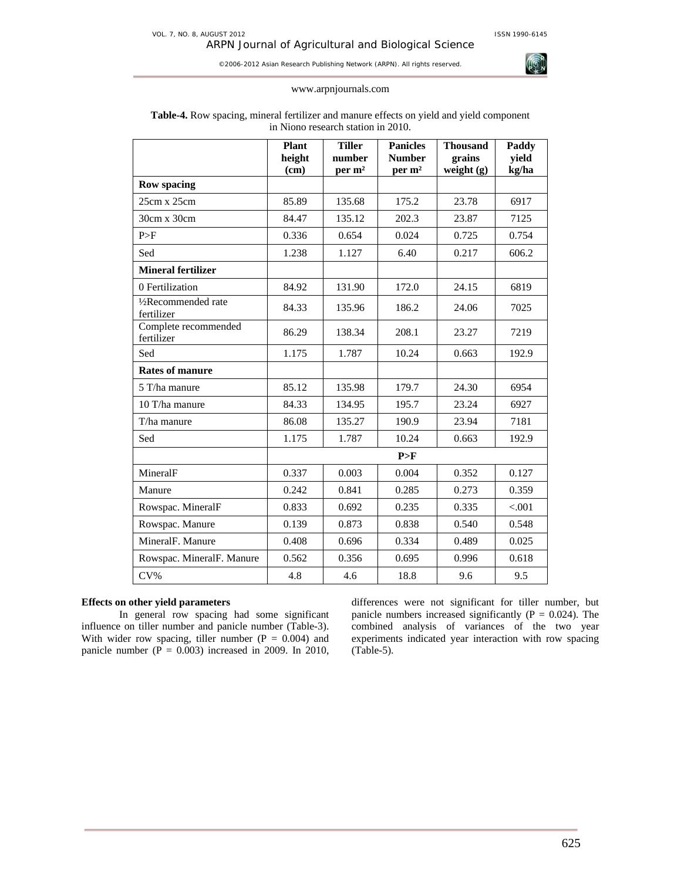**Table-4.** Row spacing, mineral fertilizer and manure effects on yield and yield component in Niono research station in 2010.

| | Plant height (cm) | Tiller number per m² | Panicles Number per m² | Thousand grains weight (g) | Paddy yield kg/ha |
|---|---|---|---|---|---|
| **Row spacing** | | | | | |
| 25cm x 25cm | 85.89 | 135.68 | 175.2 | 23.78 | 6917 |
| 30cm x 30cm | 84.47 | 135.12 | 202.3 | 23.87 | 7125 |
| P>F | 0.336 | 0.654 | 0.024 | 0.725 | 0.754 |
| Sed | 1.238 | 1.127 | 6.40 | 0.217 | 606.2 |
| **Mineral fertilizer** | | | | | |
| 0 Fertilization | 84.92 | 131.90 | 172.0 | 24.15 | 6819 |
| ½Recommended rate fertilizer | 84.33 | 135.96 | 186.2 | 24.06 | 7025 |
| Complete recommended fertilizer | 86.29 | 138.34 | 208.1 | 23.27 | 7219 |
| Sed | 1.175 | 1.787 | 10.24 | 0.663 | 192.9 |
| **Rates of manure** | | | | | |
| 5 T/ha manure | 85.12 | 135.98 | 179.7 | 24.30 | 6954 |
| 10 T/ha manure | 84.33 | 134.95 | 195.7 | 23.24 | 6927 |
| T/ha manure | 86.08 | 135.27 | 190.9 | 23.94 | 7181 |
| Sed | 1.175 | 1.787 | 10.24 | 0.663 | 192.9 |
| | **P>F** | | | | |
| MineralF | 0.337 | 0.003 | 0.004 | 0.352 | 0.127 |
| Manure | 0.242 | 0.841 | 0.285 | 0.273 | 0.359 |
| Rowspac. MineralF | 0.833 | 0.692 | 0.235 | 0.335 | <.001 |
| Rowspac. Manure | 0.139 | 0.873 | 0.838 | 0.540 | 0.548 |
| MineralF. Manure | 0.408 | 0.696 | 0.334 | 0.489 | 0.025 |
| Rowspac. MineralF. Manure | 0.562 | 0.356 | 0.695 | 0.996 | 0.618 |
| CV% | 4.8 | 4.6 | 18.8 | 9.6 | 9.5 |

**Effects on other yield parameters**

In general row spacing had some significant influence on tiller number and panicle number (Table-3). With wider row spacing, tiller number ($P = 0.004$) and panicle number ($P = 0.003$) increased in 2009. In 2010, differences were not significant for tiller number, but panicle numbers increased significantly ($P = 0.024$). The combined analysis of variances of the two year experiments indicated year interaction with row spacing (Table-5).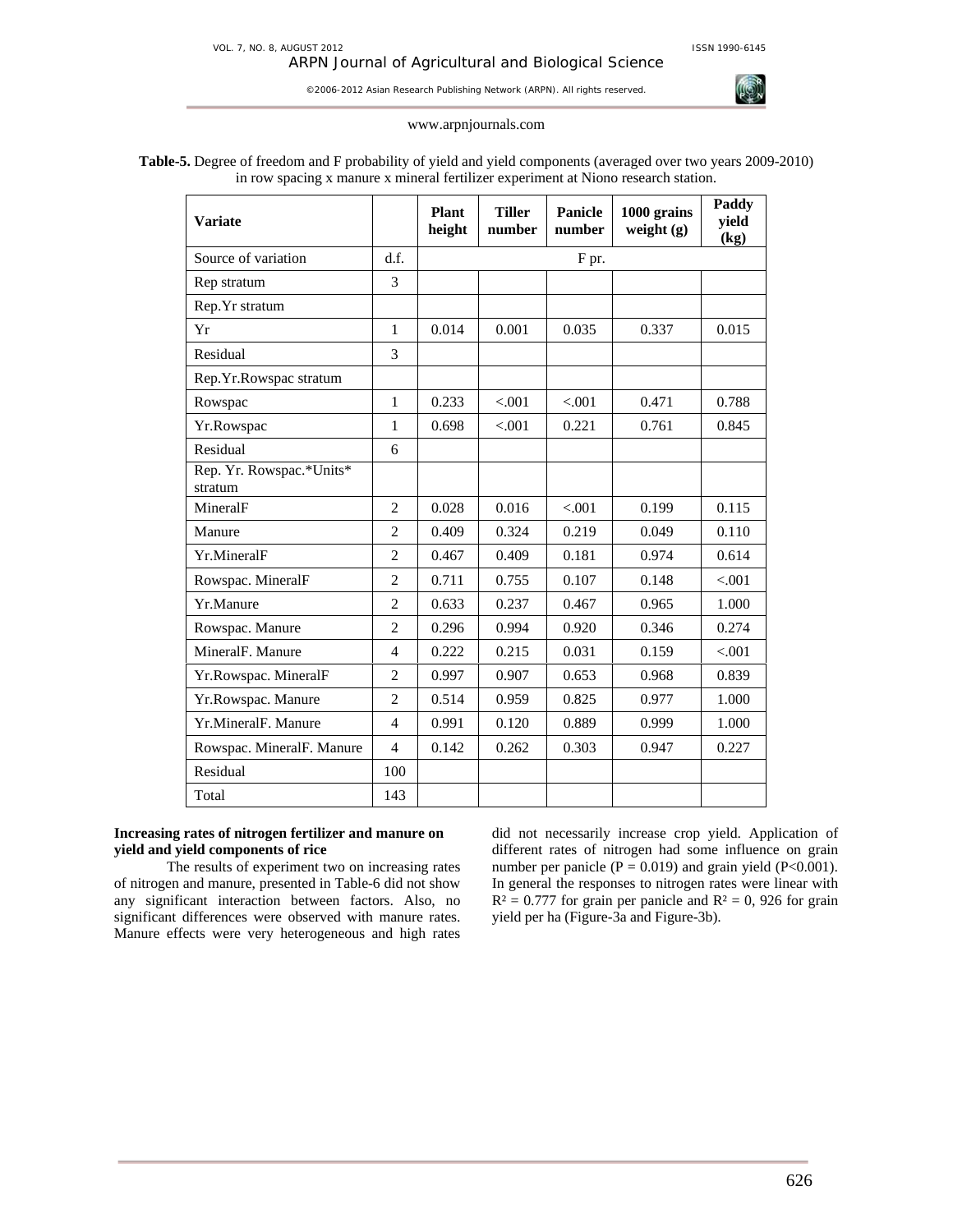**Table-5.** Degree of freedom and F probability of yield and yield components (averaged over two years 2009-2010) in row spacing x manure x mineral fertilizer experiment at Niono research station.

| Variate | | Plant height | Tiller number | Panicle number | 1000 grains weight (g) | Paddy yield (kg) |
|---|---|---|---|---|---|---|
| Source of variation | d.f. | F pr. | | | | |
| Rep stratum | 3 | | | | | |
| Rep.Yr stratum | | | | | | |
| Yr | 1 | 0.014 | 0.001 | 0.035 | 0.337 | 0.015 |
| Residual | 3 | | | | | |
| Rep.Yr.Rowspac stratum | | | | | | |
| Rowspac | 1 | 0.233 | <.001 | <.001 | 0.471 | 0.788 |
| Yr.Rowspac | 1 | 0.698 | <.001 | 0.221 | 0.761 | 0.845 |
| Residual | 6 | | | | | |
| Rep. Yr. Rowspac.*Units* stratum | | | | | | |
| MineralF | 2 | 0.028 | 0.016 | <.001 | 0.199 | 0.115 |
| Manure | 2 | 0.409 | 0.324 | 0.219 | 0.049 | 0.110 |
| Yr.MineralF | 2 | 0.467 | 0.409 | 0.181 | 0.974 | 0.614 |
| Rowspac. MineralF | 2 | 0.711 | 0.755 | 0.107 | 0.148 | <.001 |
| Yr.Manure | 2 | 0.633 | 0.237 | 0.467 | 0.965 | 1.000 |
| Rowspac. Manure | 2 | 0.296 | 0.994 | 0.920 | 0.346 | 0.274 |
| MineralF. Manure | 4 | 0.222 | 0.215 | 0.031 | 0.159 | <.001 |
| Yr.Rowspac. MineralF | 2 | 0.997 | 0.907 | 0.653 | 0.968 | 0.839 |
| Yr.Rowspac. Manure | 2 | 0.514 | 0.959 | 0.825 | 0.977 | 1.000 |
| Yr.MineralF. Manure | 4 | 0.991 | 0.120 | 0.889 | 0.999 | 1.000 |
| Rowspac. MineralF. Manure | 4 | 0.142 | 0.262 | 0.303 | 0.947 | 0.227 |
| Residual | 100 | | | | | |
| Total | 143 | | | | | |

**Increasing rates of nitrogen fertilizer and manure on yield and yield components of rice**

The results of experiment two on increasing rates of nitrogen and manure, presented in Table-6 did not show any significant interaction between factors. Also, no significant differences were observed with manure rates. Manure effects were very heterogeneous and high rates did not necessarily increase crop yield. Application of different rates of nitrogen had some influence on grain number per panicle ($P = 0.019$) and grain yield ($P<0.001$). In general the responses to nitrogen rates were linear with $R^2 = 0.777$ for grain per panicle and $R^2 = 0, 926$ for grain yield per ha (Figure-3a and Figure-3b).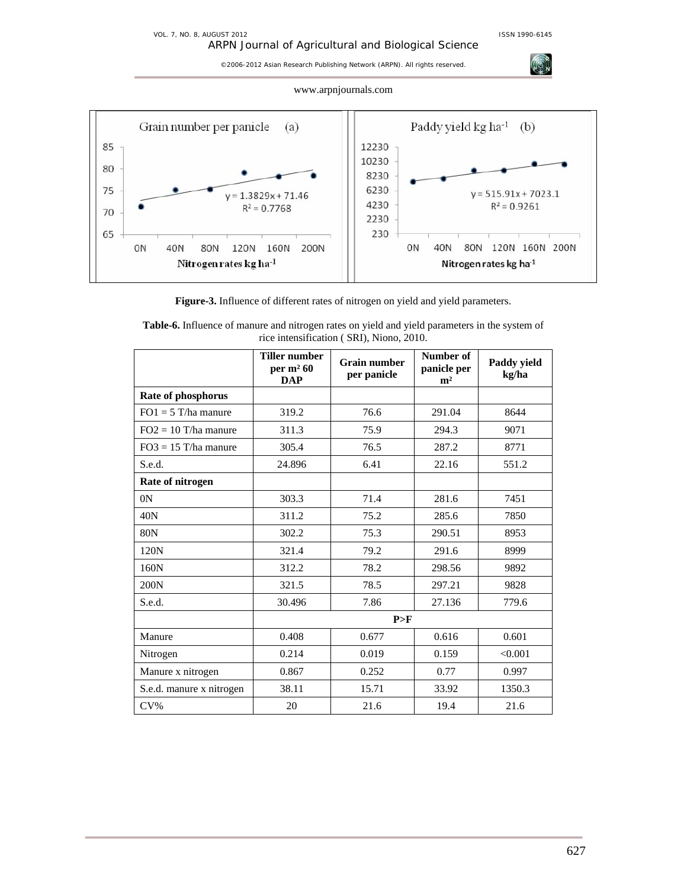**Figure-3.** Influence of different rates of nitrogen on yield and yield parameters.

**Table-6.** Influence of manure and nitrogen rates on yield and yield parameters in the system of rice intensification ( SRI), Niono, 2010.

| | Tiller number per $m^2$ 60 DAP | Grain number per panicle | Number of panicle per $m^2$ | Paddy yield kg/ha |
|---|---|---|---|---|
| **Rate of phosphorus** | | | | |
| FO1 = 5 T/ha manure | 319.2 | 76.6 | 291.04 | 8644 |
| FO2 = 10 T/ha manure | 311.3 | 75.9 | 294.3 | 9071 |
| FO3 = 15 T/ha manure | 305.4 | 76.5 | 287.2 | 8771 |
| S.e.d. | 24.896 | 6.41 | 22.16 | 551.2 |
| **Rate of nitrogen** | | | | |
| 0N | 303.3 | 71.4 | 281.6 | 7451 |
| 40N | 311.2 | 75.2 | 285.6 | 7850 |
| 80N | 302.2 | 75.3 | 290.51 | 8953 |
| 120N | 321.4 | 79.2 | 291.6 | 8999 |
| 160N | 312.2 | 78.2 | 298.56 | 9892 |
| 200N | 321.5 | 78.5 | 297.21 | 9828 |
| S.e.d. | 30.496 | 7.86 | 27.136 | 779.6 |
| | **P>F** | | | |
| Manure | 0.408 | 0.677 | 0.616 | 0.601 |
| Nitrogen | 0.214 | 0.019 | 0.159 | <0.001 |
| Manure x nitrogen | 0.867 | 0.252 | 0.77 | 0.997 |
| S.e.d. manure x nitrogen | 38.11 | 15.71 | 33.92 | 1350.3 |
| CV% | 20 | 21.6 | 19.4 | 21.6 |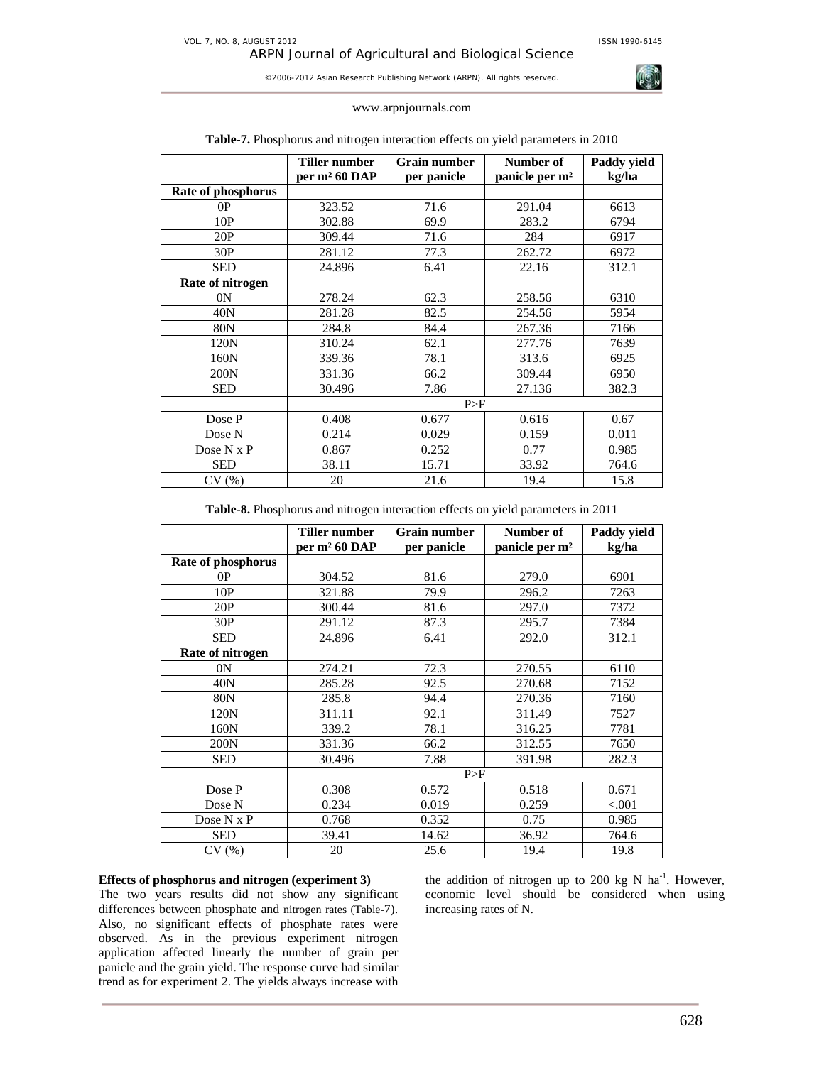**Table-7.** Phosphorus and nitrogen interaction effects on yield parameters in 2010

| | Tiller number per m² 60 DAP | Grain number per panicle | Number of panicle per m² | Paddy yield kg/ha |
|---|---|---|---|---|
| **Rate of phosphorus** | | | | |
| 0P | 323.52 | 71.6 | 291.04 | 6613 |
| 10P | 302.88 | 69.9 | 283.2 | 6794 |
| 20P | 309.44 | 71.6 | 284 | 6917 |
| 30P | 281.12 | 77.3 | 262.72 | 6972 |
| SED | 24.896 | 6.41 | 22.16 | 312.1 |
| **Rate of nitrogen** | | | | |
| 0N | 278.24 | 62.3 | 258.56 | 6310 |
| 40N | 281.28 | 82.5 | 254.56 | 5954 |
| 80N | 284.8 | 84.4 | 267.36 | 7166 |
| 120N | 310.24 | 62.1 | 277.76 | 7639 |
| 160N | 339.36 | 78.1 | 313.6 | 6925 |
| 200N | 331.36 | 66.2 | 309.44 | 6950 |
| SED | 30.496 | 7.86 | 27.136 | 382.3 |
| | P>F | | | |
| Dose P | 0.408 | 0.677 | 0.616 | 0.67 |
| Dose N | 0.214 | 0.029 | 0.159 | 0.011 |
| Dose N x P | 0.867 | 0.252 | 0.77 | 0.985 |
| SED | 38.11 | 15.71 | 33.92 | 764.6 |
| CV (%) | 20 | 21.6 | 19.4 | 15.8 |

**Table-8.** Phosphorus and nitrogen interaction effects on yield parameters in 2011

| | Tiller number per m² 60 DAP | Grain number per panicle | Number of panicle per m² | Paddy yield kg/ha |
|---|---|---|---|---|
| **Rate of phosphorus** | | | | |
| 0P | 304.52 | 81.6 | 279.0 | 6901 |
| 10P | 321.88 | 79.9 | 296.2 | 7263 |
| 20P | 300.44 | 81.6 | 297.0 | 7372 |
| 30P | 291.12 | 87.3 | 295.7 | 7384 |
| SED | 24.896 | 6.41 | 292.0 | 312.1 |
| **Rate of nitrogen** | | | | |
| 0N | 274.21 | 72.3 | 270.55 | 6110 |
| 40N | 285.28 | 92.5 | 270.68 | 7152 |
| 80N | 285.8 | 94.4 | 270.36 | 7160 |
| 120N | 311.11 | 92.1 | 311.49 | 7527 |
| 160N | 339.2 | 78.1 | 316.25 | 7781 |
| 200N | 331.36 | 66.2 | 312.55 | 7650 |
| SED | 30.496 | 7.88 | 391.98 | 282.3 |
| | P>F | | | |
| Dose P | 0.308 | 0.572 | 0.518 | 0.671 |
| Dose N | 0.234 | 0.019 | 0.259 | <.001 |
| Dose N x P | 0.768 | 0.352 | 0.75 | 0.985 |
| SED | 39.41 | 14.62 | 36.92 | 764.6 |
| CV (%) | 20 | 25.6 | 19.4 | 19.8 |

**Effects of phosphorus and nitrogen (experiment 3)**

The two years results did not show any significant differences between phosphate and nitrogen rates (Table-7). Also, no significant effects of phosphate rates were observed. As in the previous experiment nitrogen application affected linearly the number of grain per panicle and the grain yield. The response curve had similar trend as for experiment 2. The yields always increase with the addition of nitrogen up to 200 kg N $ha^{-1}$. However, economic level should be considered when using increasing rates of N.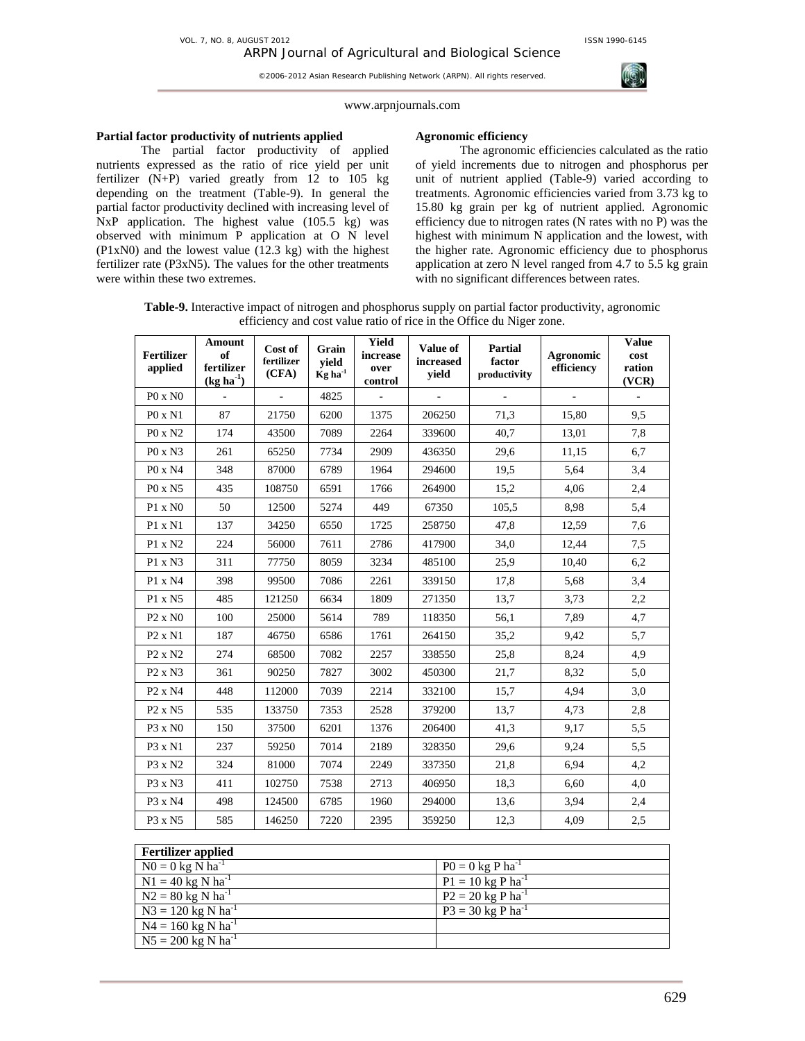### Partial factor productivity of nutrients applied

The partial factor productivity of applied nutrients expressed as the ratio of rice yield per unit fertilizer (N+P) varied greatly from 12 to 105 kg depending on the treatment (Table-9). In general the partial factor productivity declined with increasing level of NxP application. The highest value (105.5 kg) was observed with minimum P application at O N level (P1xN0) and the lowest value (12.3 kg) with the highest fertilizer rate (P3xN5). The values for the other treatments were within these two extremes.

### Agronomic efficiency

The agronomic efficiencies calculated as the ratio of yield increments due to nitrogen and phosphorus per unit of nutrient applied (Table-9) varied according to treatments. Agronomic efficiencies varied from 3.73 kg to 15.80 kg grain per kg of nutrient applied. Agronomic efficiency due to nitrogen rates (N rates with no P) was the highest with minimum N application and the lowest, with the higher rate. Agronomic efficiency due to phosphorus application at zero N level ranged from 4.7 to 5.5 kg grain with no significant differences between rates.

**Table-9.** Interactive impact of nitrogen and phosphorus supply on partial factor productivity, agronomic efficiency and cost value ratio of rice in the Office du Niger zone.

| Fertilizer applied | Amount of fertilizer (kg ha$^{-1}$) | Cost of fertilizer (CFA) | Grain yield Kg ha$^{-1}$ | Yield increase over control | Value of increased yield | Partial factor productivity | Agronomic efficiency | Value cost ration (VCR) |
|---|---|---|---|---|---|---|---|---|
| P0 x N0 | - | - | 4825 | - | - | - | - | - |
| P0 x N1 | 87 | 21750 | 6200 | 1375 | 206250 | 71,3 | 15,80 | 9,5 |
| P0 x N2 | 174 | 43500 | 7089 | 2264 | 339600 | 40,7 | 13,01 | 7,8 |
| P0 x N3 | 261 | 65250 | 7734 | 2909 | 436350 | 29,6 | 11,15 | 6,7 |
| P0 x N4 | 348 | 87000 | 6789 | 1964 | 294600 | 19,5 | 5,64 | 3,4 |
| P0 x N5 | 435 | 108750 | 6591 | 1766 | 264900 | 15,2 | 4,06 | 2,4 |
| P1 x N0 | 50 | 12500 | 5274 | 449 | 67350 | 105,5 | 8,98 | 5,4 |
| P1 x N1 | 137 | 34250 | 6550 | 1725 | 258750 | 47,8 | 12,59 | 7,6 |
| P1 x N2 | 224 | 56000 | 7611 | 2786 | 417900 | 34,0 | 12,44 | 7,5 |
| P1 x N3 | 311 | 77750 | 8059 | 3234 | 485100 | 25,9 | 10,40 | 6,2 |
| P1 x N4 | 398 | 99500 | 7086 | 2261 | 339150 | 17,8 | 5,68 | 3,4 |
| P1 x N5 | 485 | 121250 | 6634 | 1809 | 271350 | 13,7 | 3,73 | 2,2 |
| P2 x N0 | 100 | 25000 | 5614 | 789 | 118350 | 56,1 | 7,89 | 4,7 |
| P2 x N1 | 187 | 46750 | 6586 | 1761 | 264150 | 35,2 | 9,42 | 5,7 |
| P2 x N2 | 274 | 68500 | 7082 | 2257 | 338550 | 25,8 | 8,24 | 4,9 |
| P2 x N3 | 361 | 90250 | 7827 | 3002 | 450300 | 21,7 | 8,32 | 5,0 |
| P2 x N4 | 448 | 112000 | 7039 | 2214 | 332100 | 15,7 | 4,94 | 3,0 |
| P2 x N5 | 535 | 133750 | 7353 | 2528 | 379200 | 13,7 | 4,73 | 2,8 |
| P3 x N0 | 150 | 37500 | 6201 | 1376 | 206400 | 41,3 | 9,17 | 5,5 |
| P3 x N1 | 237 | 59250 | 7014 | 2189 | 328350 | 29,6 | 9,24 | 5,5 |
| P3 x N2 | 324 | 81000 | 7074 | 2249 | 337350 | 21,8 | 6,94 | 4,2 |
| P3 x N3 | 411 | 102750 | 7538 | 2713 | 406950 | 18,3 | 6,60 | 4,0 |
| P3 x N4 | 498 | 124500 | 6785 | 1960 | 294000 | 13,6 | 3,94 | 2,4 |
| P3 x N5 | 585 | 146250 | 7220 | 2395 | 359250 | 12,3 | 4,09 | 2,5 |

| Fertilizer applied | |
|---|---|
| N0 = 0 kg N ha$^{-1}$ | P0 = 0 kg P ha$^{-1}$ |
| N1 = 40 kg N ha$^{-1}$ | P1 = 10 kg P ha$^{-1}$ |
| N2 = 80 kg N ha$^{-1}$ | P2 = 20 kg P ha$^{-1}$ |
| N3 = 120 kg N ha$^{-1}$ | P3 = 30 kg P ha$^{-1}$ |
| N4 = 160 kg N ha$^{-1}$ | |
| N5 = 200 kg N ha$^{-1}$ | |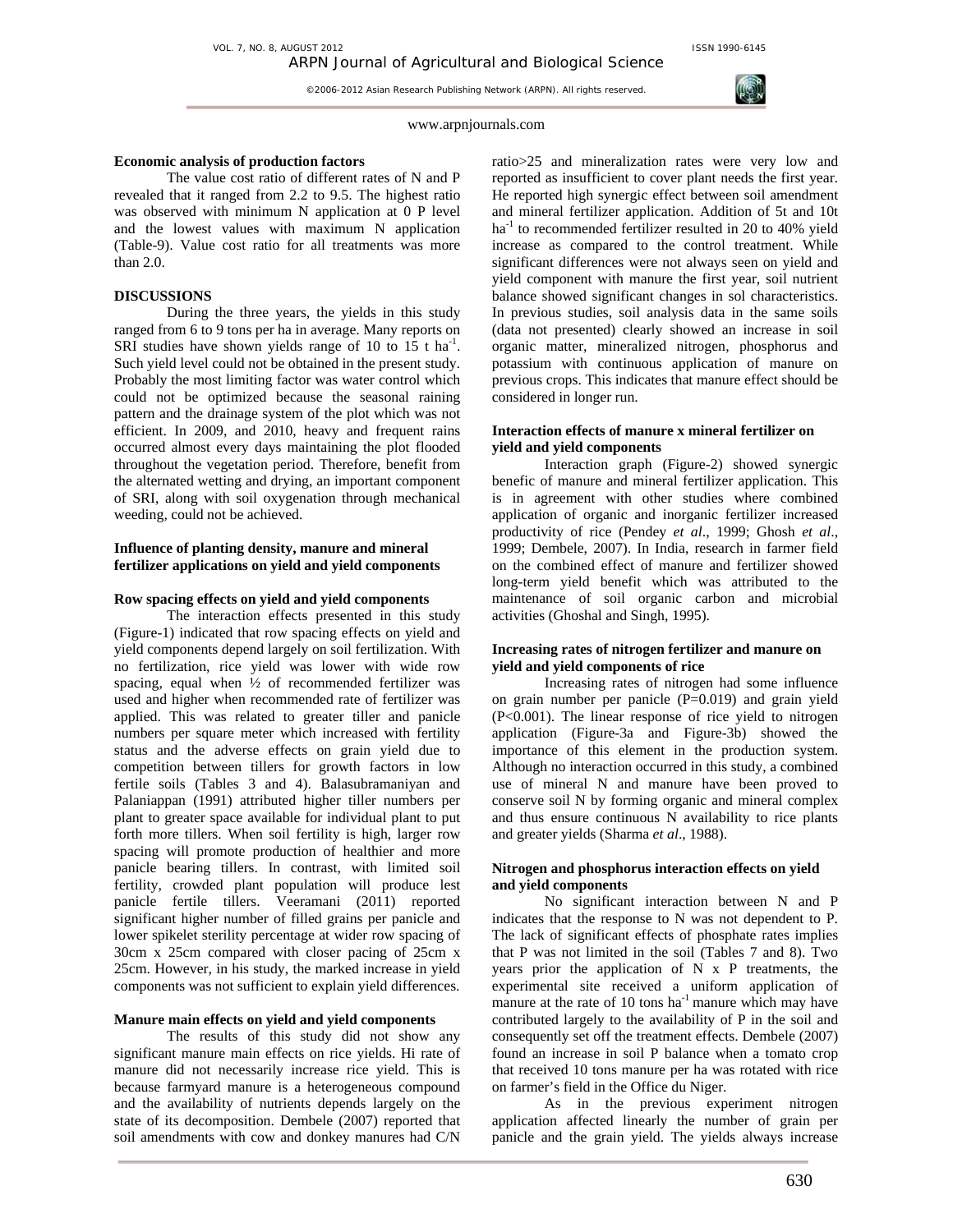**Economic analysis of production factors**

The value cost ratio of different rates of N and P revealed that it ranged from 2.2 to 9.5. The highest ratio was observed with minimum N application at 0 P level and the lowest values with maximum N application (Table-9). Value cost ratio for all treatments was more than 2.0.

## DISCUSSIONS

During the three years, the yields in this study ranged from 6 to 9 tons per ha in average. Many reports on SRI studies have shown yields range of 10 to 15 t $ha^{-1}$. Such yield level could not be obtained in the present study. Probably the most limiting factor was water control which could not be optimized because the seasonal raining pattern and the drainage system of the plot which was not efficient. In 2009, and 2010, heavy and frequent rains occurred almost every days maintaining the plot flooded throughout the vegetation period. Therefore, benefit from the alternated wetting and drying, an important component of SRI, along with soil oxygenation through mechanical weeding, could not be achieved.

**Influence of planting density, manure and mineral fertilizer applications on yield and yield components**

**Row spacing effects on yield and yield components**

The interaction effects presented in this study (Figure-1) indicated that row spacing effects on yield and yield components depend largely on soil fertilization. With no fertilization, rice yield was lower with wide row spacing, equal when ½ of recommended fertilizer was used and higher when recommended rate of fertilizer was applied. This was related to greater tiller and panicle numbers per square meter which increased with fertility status and the adverse effects on grain yield due to competition between tillers for growth factors in low fertile soils (Tables 3 and 4). Balasubramaniyan and Palaniappan (1991) attributed higher tiller numbers per plant to greater space available for individual plant to put forth more tillers. When soil fertility is high, larger row spacing will promote production of healthier and more panicle bearing tillers. In contrast, with limited soil fertility, crowded plant population will produce lest panicle fertile tillers. Veeramani (2011) reported significant higher number of filled grains per panicle and lower spikelet sterility percentage at wider row spacing of 30cm x 25cm compared with closer pacing of 25cm x 25cm. However, in his study, the marked increase in yield components was not sufficient to explain yield differences.

**Manure main effects on yield and yield components**

The results of this study did not show any significant manure main effects on rice yields. Hi rate of manure did not necessarily increase rice yield. This is because farmyard manure is a heterogeneous compound and the availability of nutrients depends largely on the state of its decomposition. Dembele (2007) reported that soil amendments with cow and donkey manures had C/N ratio>25 and mineralization rates were very low and reported as insufficient to cover plant needs the first year. He reported high synergic effect between soil amendment and mineral fertilizer application. Addition of 5t and 10t $ha^{-1}$ to recommended fertilizer resulted in 20 to 40% yield increase as compared to the control treatment. While significant differences were not always seen on yield and yield component with manure the first year, soil nutrient balance showed significant changes in sol characteristics. In previous studies, soil analysis data in the same soils (data not presented) clearly showed an increase in soil organic matter, mineralized nitrogen, phosphorus and potassium with continuous application of manure on previous crops. This indicates that manure effect should be considered in longer run.

**Interaction effects of manure x mineral fertilizer on yield and yield components**

Interaction graph (Figure-2) showed synergic benefic of manure and mineral fertilizer application. This is in agreement with other studies where combined application of organic and inorganic fertilizer increased productivity of rice (Pendey *et al*., 1999; Ghosh *et al*., 1999; Dembele, 2007). In India, research in farmer field on the combined effect of manure and fertilizer showed long-term yield benefit which was attributed to the maintenance of soil organic carbon and microbial activities (Ghoshal and Singh, 1995).

**Increasing rates of nitrogen fertilizer and manure on yield and yield components of rice**

Increasing rates of nitrogen had some influence on grain number per panicle ($P=0.019$) and grain yield ($P<0.001$). The linear response of rice yield to nitrogen application (Figure-3a and Figure-3b) showed the importance of this element in the production system. Although no interaction occurred in this study, a combined use of mineral N and manure have been proved to conserve soil N by forming organic and mineral complex and thus ensure continuous N availability to rice plants and greater yields (Sharma *et al*., 1988).

**Nitrogen and phosphorus interaction effects on yield and yield components**

No significant interaction between N and P indicates that the response to N was not dependent to P. The lack of significant effects of phosphate rates implies that P was not limited in the soil (Tables 7 and 8). Two years prior the application of N x P treatments, the experimental site received a uniform application of manure at the rate of 10 tons $ha^{-1}$ manure which may have contributed largely to the availability of P in the soil and consequently set off the treatment effects. Dembele (2007) found an increase in soil P balance when a tomato crop that received 10 tons manure per ha was rotated with rice on farmer's field in the Office du Niger.

As in the previous experiment nitrogen application affected linearly the number of grain per panicle and the grain yield. The yields always increase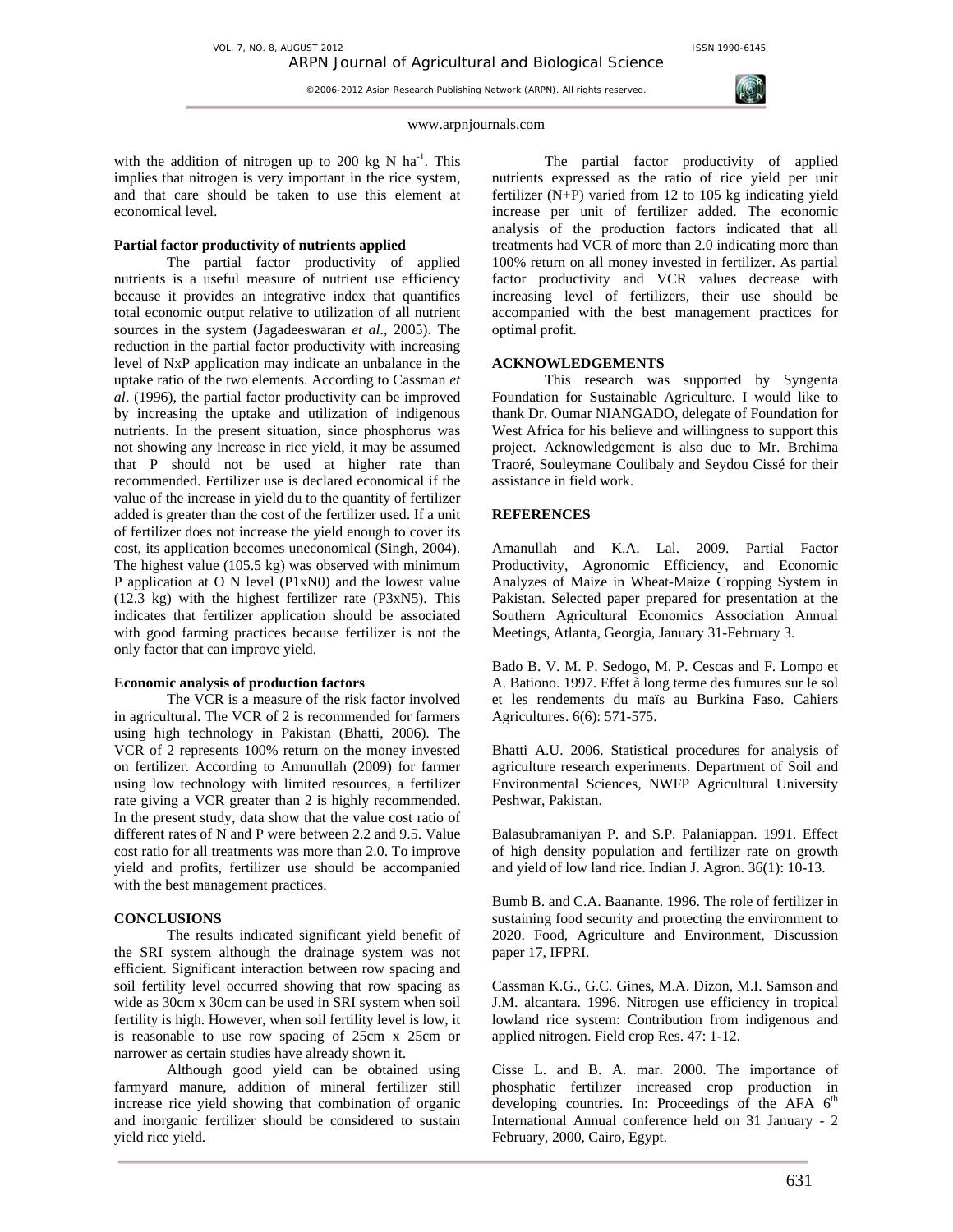with the addition of nitrogen up to 200 kg N $ha^{-1}$. This implies that nitrogen is very important in the rice system, and that care should be taken to use this element at economical level.

### Partial factor productivity of nutrients applied

The partial factor productivity of applied nutrients is a useful measure of nutrient use efficiency because it provides an integrative index that quantifies total economic output relative to utilization of all nutrient sources in the system (Jagadeeswaran *et al*., 2005). The reduction in the partial factor productivity with increasing level of NxP application may indicate an unbalance in the uptake ratio of the two elements. According to Cassman *et al*. (1996), the partial factor productivity can be improved by increasing the uptake and utilization of indigenous nutrients. In the present situation, since phosphorus was not showing any increase in rice yield, it may be assumed that P should not be used at higher rate than recommended. Fertilizer use is declared economical if the value of the increase in yield du to the quantity of fertilizer added is greater than the cost of the fertilizer used. If a unit of fertilizer does not increase the yield enough to cover its cost, its application becomes uneconomical (Singh, 2004). The highest value (105.5 kg) was observed with minimum P application at O N level (P1xN0) and the lowest value (12.3 kg) with the highest fertilizer rate (P3xN5). This indicates that fertilizer application should be associated with good farming practices because fertilizer is not the only factor that can improve yield.

### Economic analysis of production factors

The VCR is a measure of the risk factor involved in agricultural. The VCR of 2 is recommended for farmers using high technology in Pakistan (Bhatti, 2006). The VCR of 2 represents 100% return on the money invested on fertilizer. According to Amunullah (2009) for farmer using low technology with limited resources, a fertilizer rate giving a VCR greater than 2 is highly recommended. In the present study, data show that the value cost ratio of different rates of N and P were between 2.2 and 9.5. Value cost ratio for all treatments was more than 2.0. To improve yield and profits, fertilizer use should be accompanied with the best management practices.

## CONCLUSIONS

The results indicated significant yield benefit of the SRI system although the drainage system was not efficient. Significant interaction between row spacing and soil fertility level occurred showing that row spacing as wide as 30cm x 30cm can be used in SRI system when soil fertility is high. However, when soil fertility level is low, it is reasonable to use row spacing of 25cm x 25cm or narrower as certain studies have already shown it.

Although good yield can be obtained using farmyard manure, addition of mineral fertilizer still increase rice yield showing that combination of organic and inorganic fertilizer should be considered to sustain yield rice yield.

The partial factor productivity of applied nutrients expressed as the ratio of rice yield per unit fertilizer (N+P) varied from 12 to 105 kg indicating yield increase per unit of fertilizer added. The economic analysis of the production factors indicated that all treatments had VCR of more than 2.0 indicating more than 100% return on all money invested in fertilizer. As partial factor productivity and VCR values decrease with increasing level of fertilizers, their use should be accompanied with the best management practices for optimal profit.

## ACKNOWLEDGEMENTS

This research was supported by Syngenta Foundation for Sustainable Agriculture. I would like to thank Dr. Oumar NIANGADO, delegate of Foundation for West Africa for his believe and willingness to support this project. Acknowledgement is also due to Mr. Brehima Traoré, Souleymane Coulibaly and Seydou Cissé for their assistance in field work.

## REFERENCES

Amanullah and K.A. Lal. 2009. Partial Factor Productivity, Agronomic Efficiency, and Economic Analyzes of Maize in Wheat-Maize Cropping System in Pakistan. Selected paper prepared for presentation at the Southern Agricultural Economics Association Annual Meetings, Atlanta, Georgia, January 31-February 3.

Bado B. V. M. P. Sedogo, M. P. Cescas and F. Lompo et A. Bationo. 1997. Effet à long terme des fumures sur le sol et les rendements du maïs au Burkina Faso. Cahiers Agricultures. 6(6): 571-575.

Bhatti A.U. 2006. Statistical procedures for analysis of agriculture research experiments. Department of Soil and Environmental Sciences, NWFP Agricultural University Peshwar, Pakistan.

Balasubramaniyan P. and S.P. Palaniappan. 1991. Effect of high density population and fertilizer rate on growth and yield of low land rice. Indian J. Agron. 36(1): 10-13.

Bumb B. and C.A. Baanante. 1996. The role of fertilizer in sustaining food security and protecting the environment to 2020. Food, Agriculture and Environment, Discussion paper 17, IFPRI.

Cassman K.G., G.C. Gines, M.A. Dizon, M.I. Samson and J.M. alcantara. 1996. Nitrogen use efficiency in tropical lowland rice system: Contribution from indigenous and applied nitrogen. Field crop Res. 47: 1-12.

Cisse L. and B. A. mar. 2000. The importance of phosphatic fertilizer increased crop production in developing countries. In: Proceedings of the AFA 6th International Annual conference held on 31 January - 2 February, 2000, Cairo, Egypt.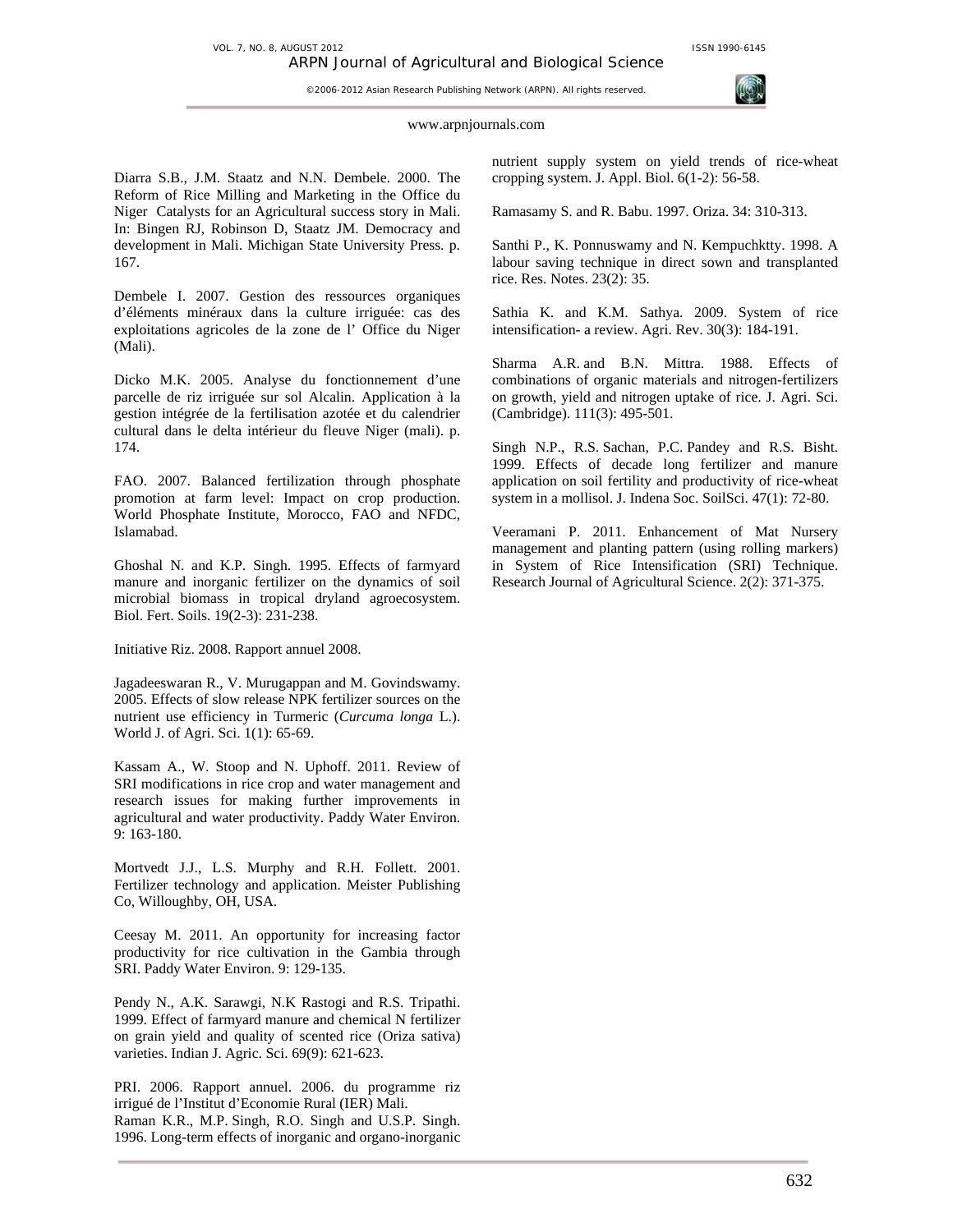Diarra S.B., J.M. Staatz and N.N. Dembele. 2000. The Reform of Rice Milling and Marketing in the Office du Niger Catalysts for an Agricultural success story in Mali. In: Bingen RJ, Robinson D, Staatz JM. Democracy and development in Mali. Michigan State University Press. p. 167.

Dembele I. 2007. Gestion des ressources organiques d'éléments minéraux dans la culture irriguée: cas des exploitations agricoles de la zone de l' Office du Niger (Mali).

Dicko M.K. 2005. Analyse du fonctionnement d'une parcelle de riz irriguée sur sol Alcalin. Application à la gestion intégrée de la fertilisation azotée et du calendrier cultural dans le delta intérieur du fleuve Niger (mali). p. 174.

FAO. 2007. Balanced fertilization through phosphate promotion at farm level: Impact on crop production. World Phosphate Institute, Morocco, FAO and NFDC, Islamabad.

Ghoshal N. and K.P. Singh. 1995. Effects of farmyard manure and inorganic fertilizer on the dynamics of soil microbial biomass in tropical dryland agroecosystem. Biol. Fert. Soils. 19(2-3): 231-238.

Initiative Riz. 2008. Rapport annuel 2008.

Jagadeeswaran R., V. Murugappan and M. Govindswamy. 2005. Effects of slow release NPK fertilizer sources on the nutrient use efficiency in Turmeric (*Curcuma longa* L.). World J. of Agri. Sci. 1(1): 65-69.

Kassam A., W. Stoop and N. Uphoff. 2011. Review of SRI modifications in rice crop and water management and research issues for making further improvements in agricultural and water productivity. Paddy Water Environ. 9: 163-180.

Mortvedt J.J., L.S. Murphy and R.H. Follett. 2001. Fertilizer technology and application. Meister Publishing Co, Willoughby, OH, USA.

Ceesay M. 2011. An opportunity for increasing factor productivity for rice cultivation in the Gambia through SRI. Paddy Water Environ. 9: 129-135.

Pendy N., A.K. Sarawgi, N.K Rastogi and R.S. Tripathi. 1999. Effect of farmyard manure and chemical N fertilizer on grain yield and quality of scented rice (Oriza sativa) varieties. Indian J. Agric. Sci. 69(9): 621-623.

PRI. 2006. Rapport annuel. 2006. du programme riz irrigué de l'Institut d'Economie Rural (IER) Mali.

Raman K.R., M.P. Singh, R.O. Singh and U.S.P. Singh. 1996. Long-term effects of inorganic and organo-inorganic nutrient supply system on yield trends of rice-wheat cropping system. J. Appl. Biol. 6(1-2): 56-58.

Ramasamy S. and R. Babu. 1997. Oriza. 34: 310-313.

Santhi P., K. Ponnuswamy and N. Kempuchktty. 1998. A labour saving technique in direct sown and transplanted rice. Res. Notes. 23(2): 35.

Sathia K. and K.M. Sathya. 2009. System of rice intensification- a review. Agri. Rev. 30(3): 184-191.

Sharma A.R. and B.N. Mittra. 1988. Effects of combinations of organic materials and nitrogen-fertilizers on growth, yield and nitrogen uptake of rice. J. Agri. Sci. (Cambridge). 111(3): 495-501.

Singh N.P., R.S. Sachan, P.C. Pandey and R.S. Bisht. 1999. Effects of decade long fertilizer and manure application on soil fertility and productivity of rice-wheat system in a mollisol. J. Indena Soc. SoilSci. 47(1): 72-80.

Veeramani P. 2011. Enhancement of Mat Nursery management and planting pattern (using rolling markers) in System of Rice Intensification (SRI) Technique. Research Journal of Agricultural Science. 2(2): 371-375.